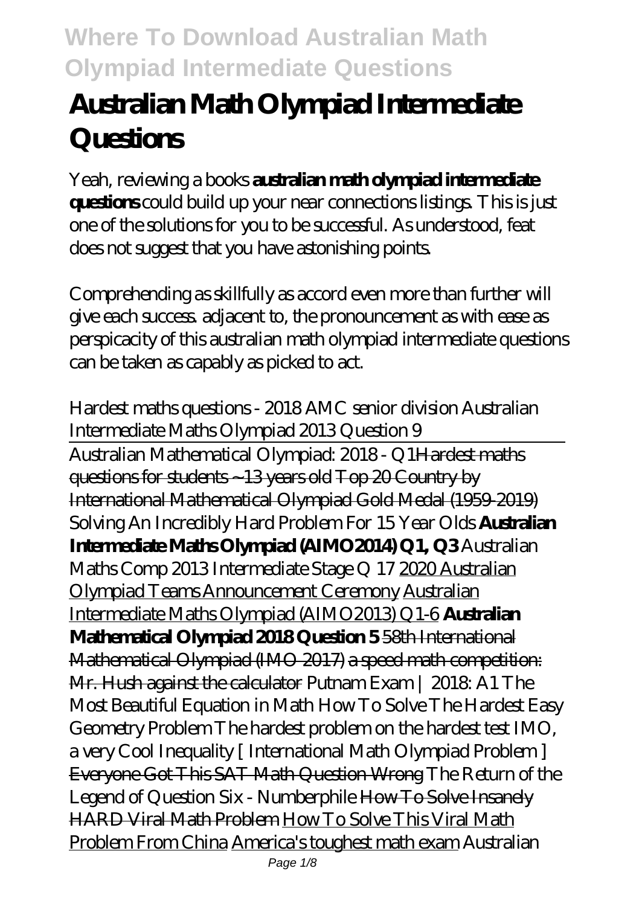# Australian Math Olympiad Intermediate Questions

Yeah, reviewing a books **australian math olympiad intermediate questions** could build up your near connections listings. This is just one of the solutions for you to be successful. As understood, feat does not suggest that you have astonishing points.

Comprehending as skillfully as accord even more than further will give each success. adjacent to, the pronouncement as with ease as perspicacity of this australian math olympiad intermediate questions can be taken as capably as picked to act.

*Hardest maths questions - 2018 AMC senior division Australian Intermediate Maths Olympiad 2013 Question 9*

Australian Mathematical Olympiad: 2018 - Q1 Hardest maths questions for students ~13 years old Top 20 Country by International Mathematical Olympiad Gold Medal (1959-2019) *Solving An Incredibly Hard Problem For 15 Year Olds* **Australian Intermediate Maths Olympiad (AIMO2014) Q1, Q3** *Australian Maths Comp 2013 Intermediate Stage Q 17* 2020 Australian Olympiad Teams Announcement Ceremony Australian Intermediate Maths Olympiad (AIMO2013) Q1-6 **Australian Mathematical Olympiad 2018 Question 5** 58th International Mathematical Olympiad (IMO 2017) a speed math competition: Mr. Hush against the calculator *Putnam Exam | 2018: A1 The Most Beautiful Equation in Math How To Solve The Hardest Easy Geometry Problem The hardest problem on the hardest test IMO, a very Cool Inequality [ International Math Olympiad Problem ]* Everyone Got This SAT Math Question Wrong *The Return of the Legend of Question Six - Numberphile* How To Solve Insanely HARD Viral Math Problem How To Solve This Viral Math Problem From China America's toughest math exam *Australian*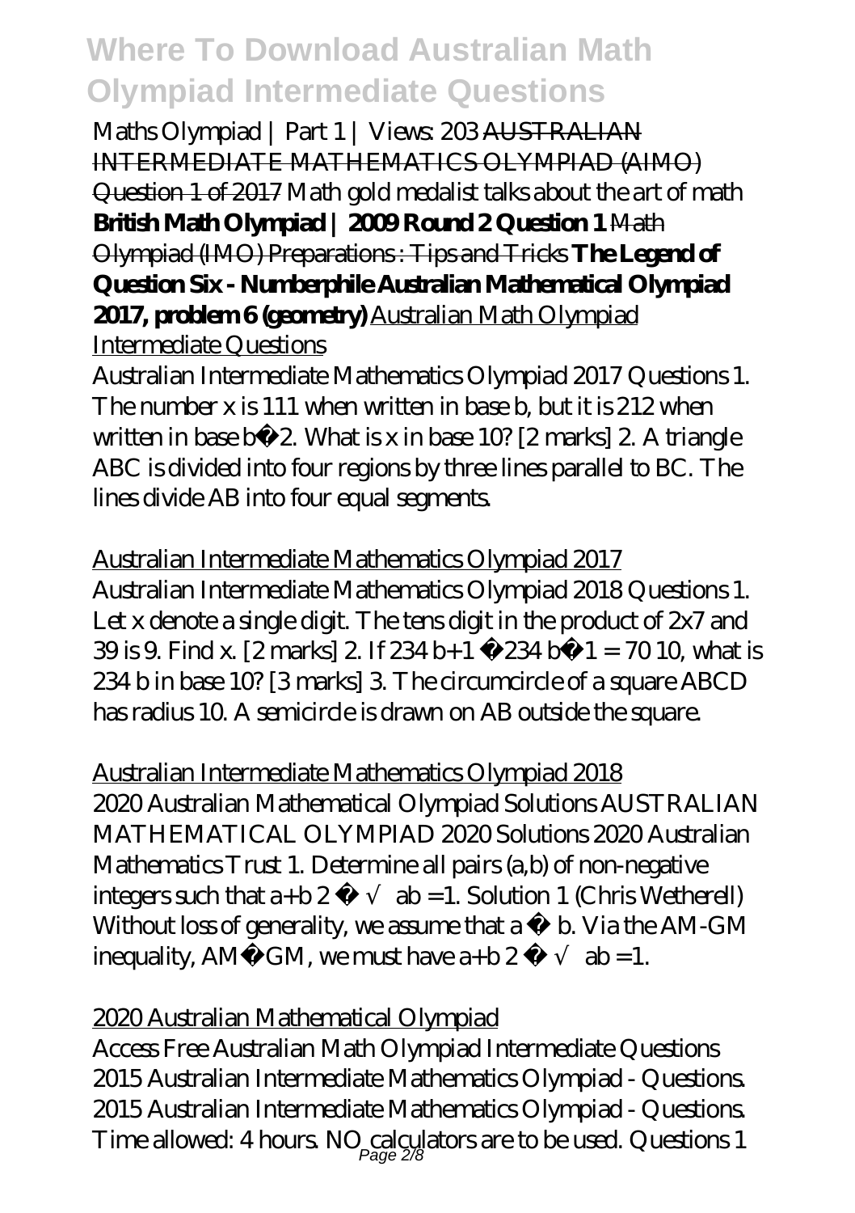Maths Olympiad | Part 1 | Views: 203 ~~AUSTRALIAN INTERMEDIATE MATHEMATICS OLYMPIAD (AIMO) Question 1 of 2017~~ Math gold medalist talks about the art of math **British Math Olympiad | 2009 Round 2 Question 1** ~~Math Olympiad (IMO) Preparations : Tips and Tricks~~ **The Legend of Question Six - Numberphile Australian Mathematical Olympiad 2017, problem 6 (geometry)** Australian Math Olympiad Intermediate Questions

Australian Intermediate Mathematics Olympiad 2017 Questions 1. The number x is 111 when written in base b, but it is 212 when written in base b−2. What is x in base 10? [2 marks] 2. A triangle ABC is divided into four regions by three lines parallel to BC. The lines divide AB into four equal segments.

Australian Intermediate Mathematics Olympiad 2017

Australian Intermediate Mathematics Olympiad 2018 Questions 1. Let x denote a single digit. The tens digit in the product of 2x7 and 39 is 9. Find x. [2 marks] 2. If 234 b+1 −234 b−1 = 70 10, what is 234 b in base 10? [3 marks] 3. The circumcircle of a square ABCD has radius 10. A semicircle is drawn on AB outside the square.

Australian Intermediate Mathematics Olympiad 2018

2020 Australian Mathematical Olympiad Solutions AUSTRALIAN MATHEMATICAL OLYMPIAD 2020 Solutions 2020 Australian Mathematics Trust 1. Determine all pairs (a,b) of non-negative integers such that a+b 2 − √ ab =1. Solution 1 (Chris Wetherell) Without loss of generality, we assume that a ≥ b. Via the AM-GM inequality, AM≥GM, we must have a+b 2 − √ ab =1.

2020 Australian Mathematical Olympiad

Access Free Australian Math Olympiad Intermediate Questions 2015 Australian Intermediate Mathematics Olympiad - Questions. 2015 Australian Intermediate Mathematics Olympiad - Questions. Time allowed: 4 hours. NO calculators are to be used. Questions 1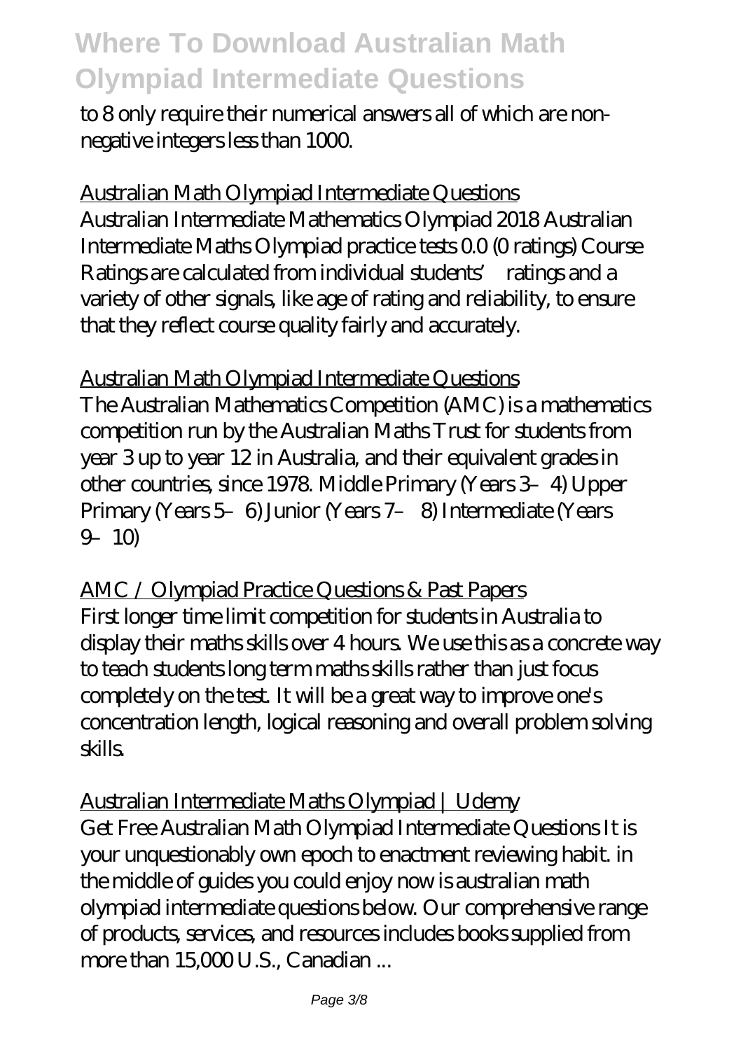to 8 only require their numerical answers all of which are non-negative integers less than 1000.

Australian Math Olympiad Intermediate Questions

Australian Intermediate Mathematics Olympiad 2018 Australian Intermediate Maths Olympiad practice tests 0.0 (0 ratings) Course Ratings are calculated from individual students' ratings and a variety of other signals, like age of rating and reliability, to ensure that they reflect course quality fairly and accurately.

Australian Math Olympiad Intermediate Questions

The Australian Mathematics Competition (AMC) is a mathematics competition run by the Australian Maths Trust for students from year 3 up to year 12 in Australia, and their equivalent grades in other countries, since 1978. Middle Primary (Years 3–4) Upper Primary (Years 5–6) Junior (Years 7– 8) Intermediate (Years 9–10)

AMC / Olympiad Practice Questions & Past Papers

First longer time limit competition for students in Australia to display their maths skills over 4 hours. We use this as a concrete way to teach students long term maths skills rather than just focus completely on the test. It will be a great way to improve one's concentration length, logical reasoning and overall problem solving skills.

Australian Intermediate Maths Olympiad | Udemy

Get Free Australian Math Olympiad Intermediate Questions It is your unquestionably own epoch to enactment reviewing habit. in the middle of guides you could enjoy now is australian math olympiad intermediate questions below. Our comprehensive range of products, services, and resources includes books supplied from more than 15,000 U.S., Canadian ...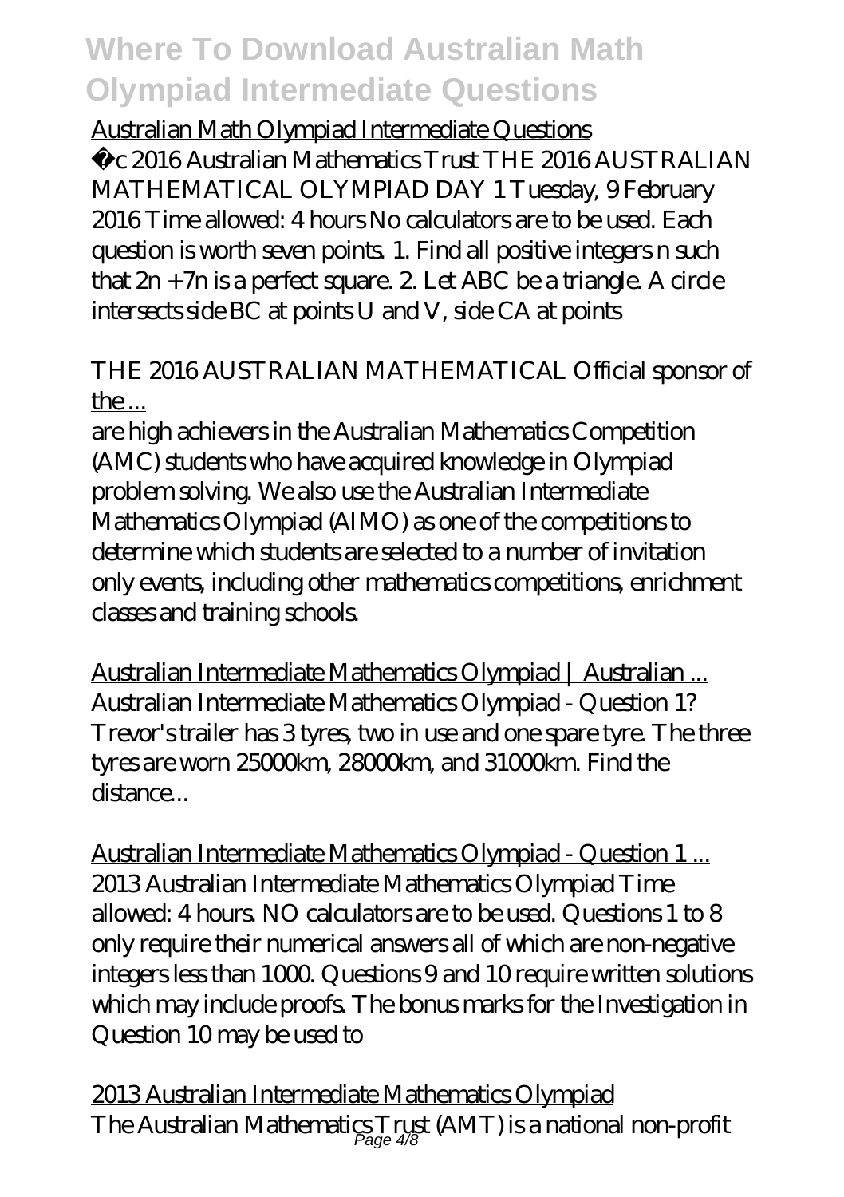Australian Math Olympiad Intermediate Questions

©c 2016 Australian Mathematics Trust THE 2016 AUSTRALIAN MATHEMATICAL OLYMPIAD DAY 1 Tuesday, 9 February 2016 Time allowed: 4 hours No calculators are to be used. Each question is worth seven points. 1. Find all positive integers n such that 2n +7n is a perfect square. 2. Let ABC be a triangle. A circle intersects side BC at points U and V, side CA at points

THE 2016 AUSTRALIAN MATHEMATICAL Official sponsor of the ...

are high achievers in the Australian Mathematics Competition (AMC) students who have acquired knowledge in Olympiad problem solving. We also use the Australian Intermediate Mathematics Olympiad (AIMO) as one of the competitions to determine which students are selected to a number of invitation only events, including other mathematics competitions, enrichment classes and training schools.

Australian Intermediate Mathematics Olympiad | Australian ...

Australian Intermediate Mathematics Olympiad - Question 1? Trevor's trailer has 3 tyres, two in use and one spare tyre. The three tyres are worn 25000km, 28000km, and 31000km. Find the distance...

Australian Intermediate Mathematics Olympiad - Question 1 ...

2013 Australian Intermediate Mathematics Olympiad Time allowed: 4 hours. NO calculators are to be used. Questions 1 to 8 only require their numerical answers all of which are non-negative integers less than 1000. Questions 9 and 10 require written solutions which may include proofs. The bonus marks for the Investigation in Question 10 may be used to

2013 Australian Intermediate Mathematics Olympiad

The Australian Mathematics Trust (AMT) is a national non-profit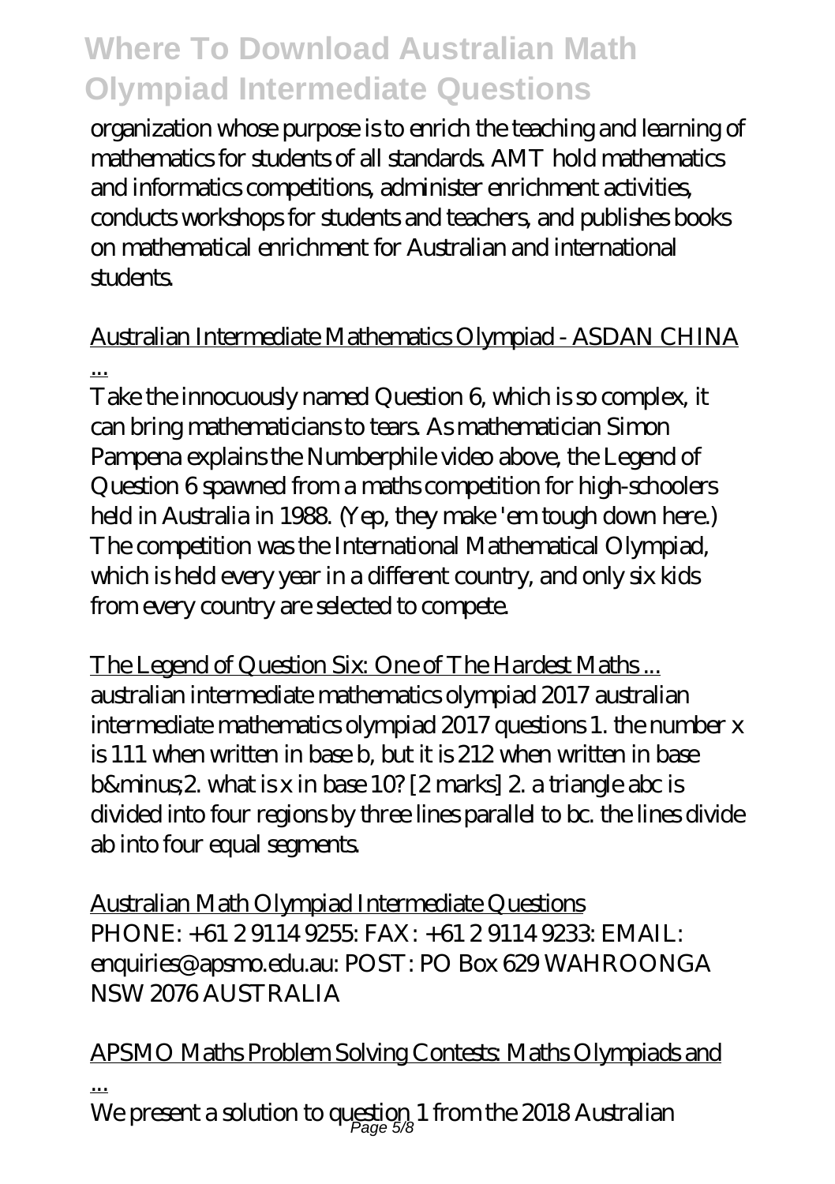organization whose purpose is to enrich the teaching and learning of mathematics for students of all standards. AMT hold mathematics and informatics competitions, administer enrichment activities, conducts workshops for students and teachers, and publishes books on mathematical enrichment for Australian and international students.

Australian Intermediate Mathematics Olympiad - ASDAN CHINA ...

Take the innocuously named Question 6, which is so complex, it can bring mathematicians to tears. As mathematician Simon Pampena explains the Numberphile video above, the Legend of Question 6 spawned from a maths competition for high-schoolers held in Australia in 1988. (Yep, they make 'em tough down here.) The competition was the International Mathematical Olympiad, which is held every year in a different country, and only six kids from every country are selected to compete.

The Legend of Question Six: One of The Hardest Maths ...

australian intermediate mathematics olympiad 2017 australian intermediate mathematics olympiad 2017 questions 1. the number x is 111 when written in base b, but it is 212 when written in base b&minus;2. what is x in base 10? [2 marks] 2. a triangle abc is divided into four regions by three lines parallel to bc. the lines divide ab into four equal segments.

Australian Math Olympiad Intermediate Questions

PHONE: +61 2 9114 9255: FAX: +61 2 9114 9233: EMAIL: enquiries@apsmo.edu.au: POST: PO Box 629 WAHROONGA NSW 2076 AUSTRALIA

APSMO Maths Problem Solving Contests: Maths Olympiads and ...

We present a solution to question 1 from the 2018 Australian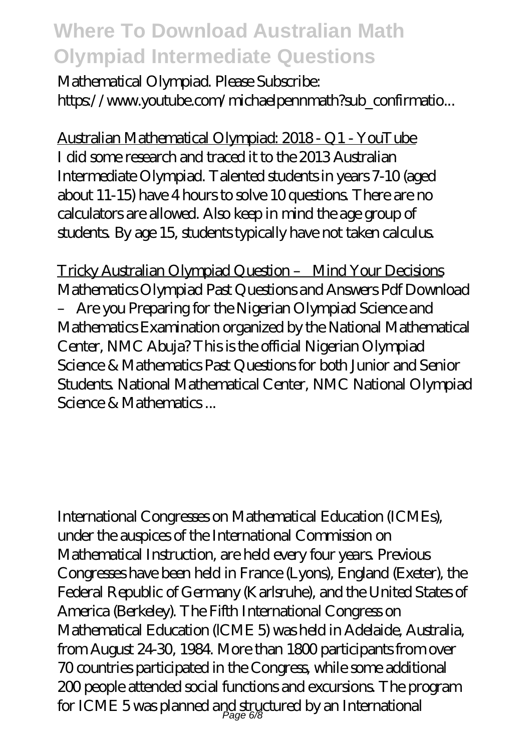Mathematical Olympiad. Please Subscribe: https://www.youtube.com/michaelpennmath?sub_confirmatio...

Australian Mathematical Olympiad: 2018 - Q1 - YouTube

I did some research and traced it to the 2013 Australian Intermediate Olympiad. Talented students in years 7-10 (aged about 11-15) have 4 hours to solve 10 questions. There are no calculators are allowed. Also keep in mind the age group of students. By age 15, students typically have not taken calculus.

Tricky Australian Olympiad Question – Mind Your Decisions

Mathematics Olympiad Past Questions and Answers Pdf Download – Are you Preparing for the Nigerian Olympiad Science and Mathematics Examination organized by the National Mathematical Center, NMC Abuja? This is the official Nigerian Olympiad Science & Mathematics Past Questions for both Junior and Senior Students. National Mathematical Center, NMC National Olympiad Science & Mathematics ...

International Congresses on Mathematical Education (ICMEs), under the auspices of the International Commission on Mathematical Instruction, are held every four years. Previous Congresses have been held in France (Lyons), England (Exeter), the Federal Republic of Germany (Karlsruhe), and the United States of America (Berkeley). The Fifth International Congress on Mathematical Education (lCME 5) was held in Adelaide, Australia, from August 24-30, 1984. More than 1800 participants from over 70 countries participated in the Congress, while some additional 200 people attended social functions and excursions. The program for ICME 5 was planned and structured by an International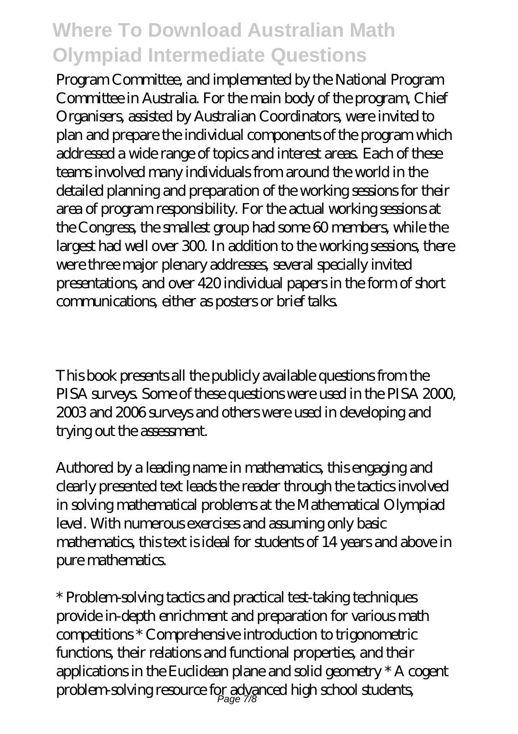Program Committee, and implemented by the National Program Committee in Australia. For the main body of the program, Chief Organisers, assisted by Australian Coordinators, were invited to plan and prepare the individual components of the program which addressed a wide range of topics and interest areas. Each of these teams involved many individuals from around the world in the detailed planning and preparation of the working sessions for their area of program responsibility. For the actual working sessions at the Congress, the smallest group had some 60 members, while the largest had well over 300. In addition to the working sessions, there were three major plenary addresses, several specially invited presentations, and over 420 individual papers in the form of short communications, either as posters or brief talks.

This book presents all the publicly available questions from the PISA surveys. Some of these questions were used in the PISA 2000, 2003 and 2006 surveys and others were used in developing and trying out the assessment.

Authored by a leading name in mathematics, this engaging and clearly presented text leads the reader through the tactics involved in solving mathematical problems at the Mathematical Olympiad level. With numerous exercises and assuming only basic mathematics, this text is ideal for students of 14 years and above in pure mathematics.

* Problem-solving tactics and practical test-taking techniques provide in-depth enrichment and preparation for various math competitions * Comprehensive introduction to trigonometric functions, their relations and functional properties, and their applications in the Euclidean plane and solid geometry * A cogent problem-solving resource for advanced high school students,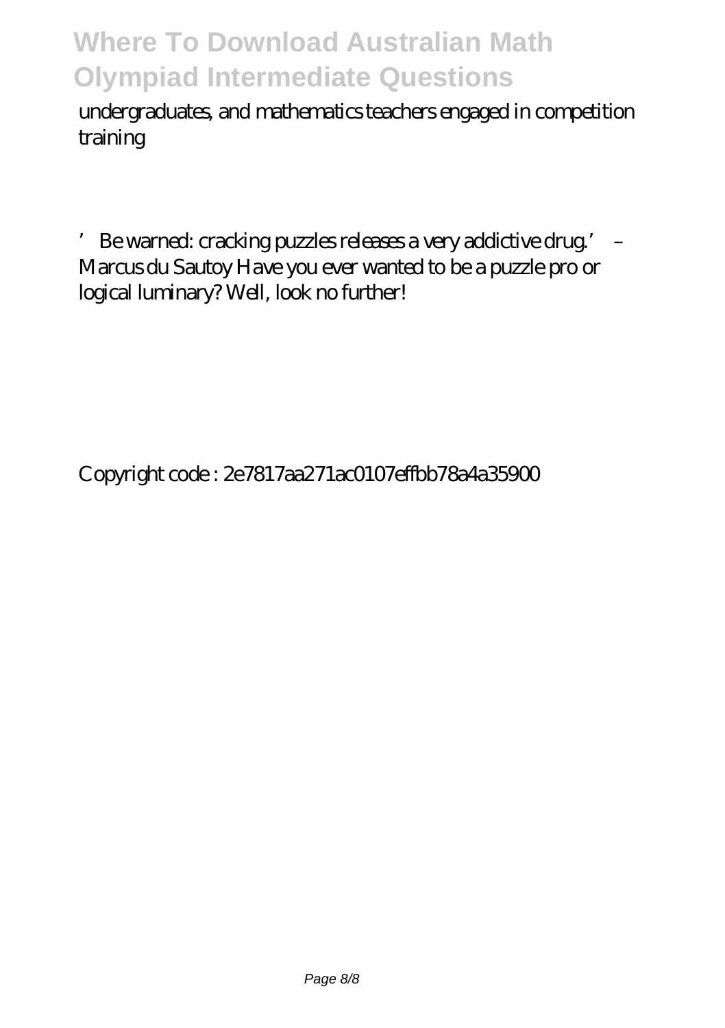undergraduates, and mathematics teachers engaged in competition training

'Be warned: cracking puzzles releases a very addictive drug.' – Marcus du Sautoy Have you ever wanted to be a puzzle pro or logical luminary? Well, look no further!

Copyright code : 2e7817aa271ac0107effbb78a4a35900